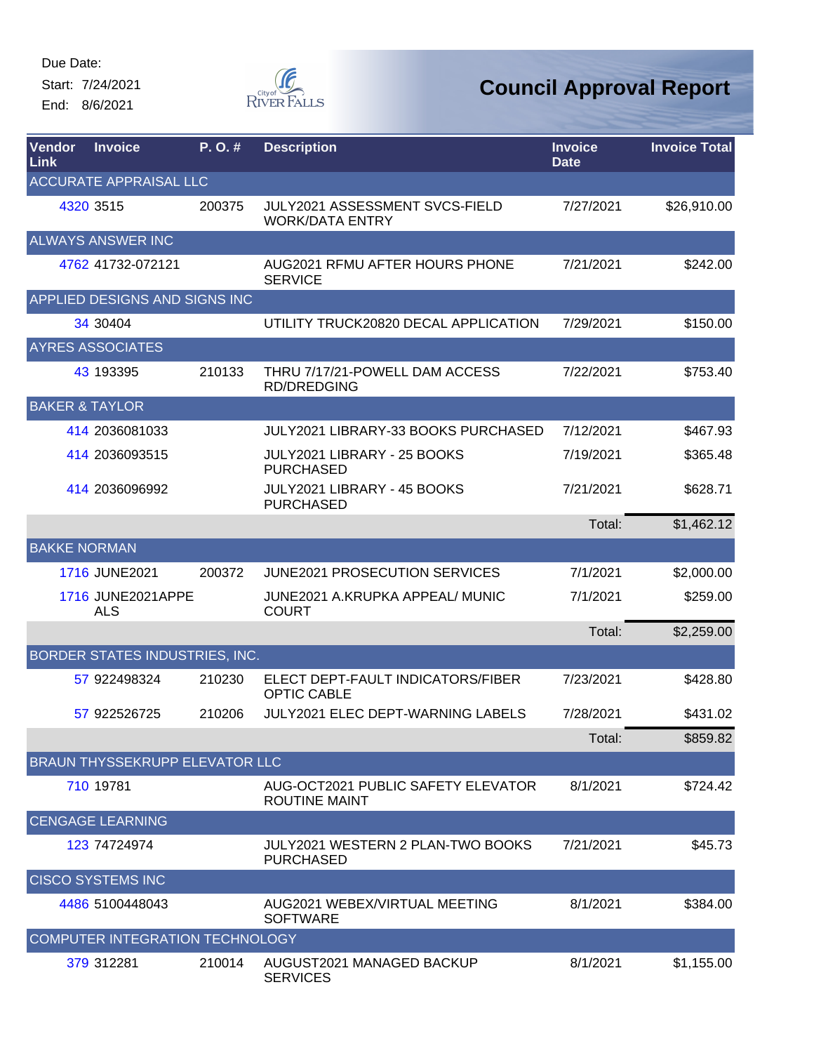Due Date:

Start: 7/24/2021

End: 8/6/2021

# Council Approval Report

| Vendor Link | Invoice | P. O. # | Description | Invoice Date | Invoice Total |
|---|---|---|---|---|---|
| ACCURATE APPRAISAL LLC | | | | | |
| 4320 | 3515 | 200375 | JULY2021 ASSESSMENT SVCS-FIELD WORK/DATA ENTRY | 7/27/2021 | $26,910.00 |
| ALWAYS ANSWER INC | | | | | |
| 4762 | 41732-072121 | | AUG2021 RFMU AFTER HOURS PHONE SERVICE | 7/21/2021 | $242.00 |
| APPLIED DESIGNS AND SIGNS INC | | | | | |
| 34 | 30404 | | UTILITY TRUCK20820 DECAL APPLICATION | 7/29/2021 | $150.00 |
| AYRES ASSOCIATES | | | | | |
| 43 | 193395 | 210133 | THRU 7/17/21-POWELL DAM ACCESS RD/DREDGING | 7/22/2021 | $753.40 |
| BAKER & TAYLOR | | | | | |
| 414 | 2036081033 | | JULY2021 LIBRARY-33 BOOKS PURCHASED | 7/12/2021 | $467.93 |
| 414 | 2036093515 | | JULY2021 LIBRARY - 25 BOOKS PURCHASED | 7/19/2021 | $365.48 |
| 414 | 2036096992 | | JULY2021 LIBRARY - 45 BOOKS PURCHASED | 7/21/2021 | $628.71 |
| | | | | Total: | $1,462.12 |
| BAKKE NORMAN | | | | | |
| 1716 | JUNE2021 | 200372 | JUNE2021 PROSECUTION SERVICES | 7/1/2021 | $2,000.00 |
| 1716 | JUNE2021APPEALS | | JUNE2021 A.KRUPKA APPEAL/ MUNIC COURT | 7/1/2021 | $259.00 |
| | | | | Total: | $2,259.00 |
| BORDER STATES INDUSTRIES, INC. | | | | | |
| 57 | 922498324 | 210230 | ELECT DEPT-FAULT INDICATORS/FIBER OPTIC CABLE | 7/23/2021 | $428.80 |
| 57 | 922526725 | 210206 | JULY2021 ELEC DEPT-WARNING LABELS | 7/28/2021 | $431.02 |
| | | | | Total: | $859.82 |
| BRAUN THYSSEKRUPP ELEVATOR LLC | | | | | |
| 710 | 19781 | | AUG-OCT2021 PUBLIC SAFETY ELEVATOR ROUTINE MAINT | 8/1/2021 | $724.42 |
| CENGAGE LEARNING | | | | | |
| 123 | 74724974 | | JULY2021 WESTERN 2 PLAN-TWO BOOKS PURCHASED | 7/21/2021 | $45.73 |
| CISCO SYSTEMS INC | | | | | |
| 4486 | 5100448043 | | AUG2021 WEBEX/VIRTUAL MEETING SOFTWARE | 8/1/2021 | $384.00 |
| COMPUTER INTEGRATION TECHNOLOGY | | | | | |
| 379 | 312281 | 210014 | AUGUST2021 MANAGED BACKUP SERVICES | 8/1/2021 | $1,155.00 |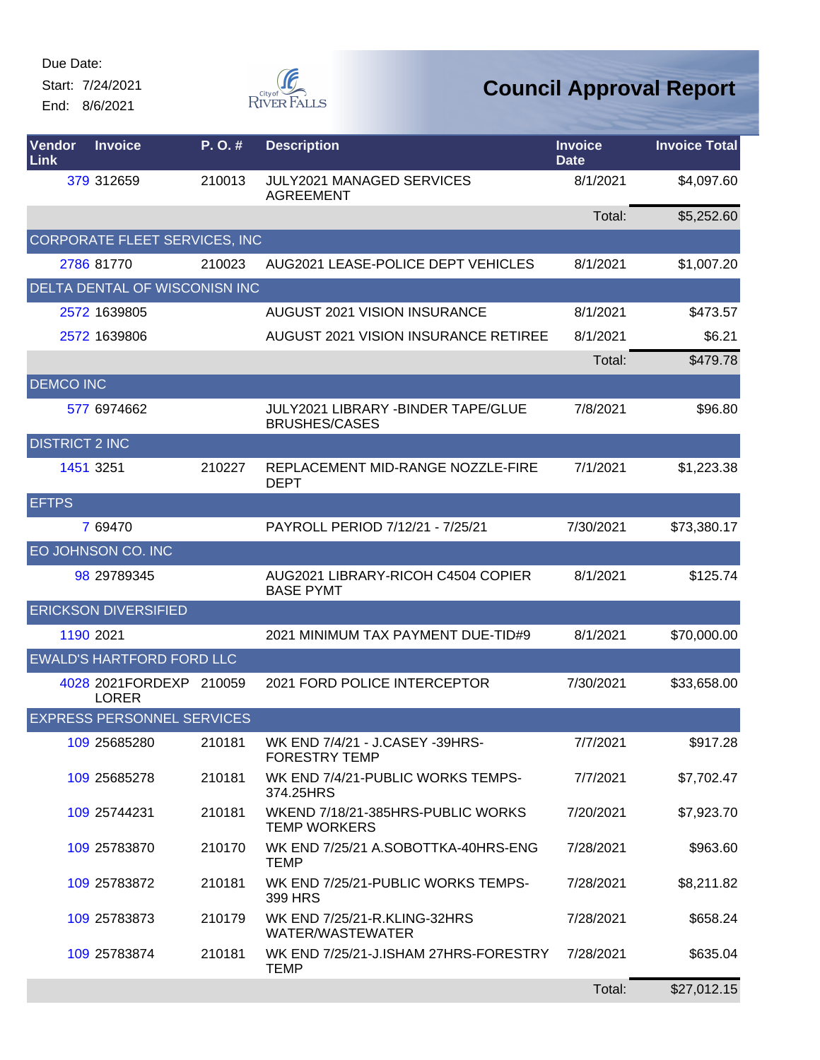Due Date:
Start: 7/24/2021
End: 8/6/2021

# Council Approval Report

| Vendor Link | Invoice | P. O. # | Description | Invoice Date | Invoice Total |
|---|---|---|---|---|---|
| 379 | 312659 | 210013 | JULY2021 MANAGED SERVICES AGREEMENT | 8/1/2021 | $4,097.60 |
| | | | | Total: | $5,252.60 |
| CORPORATE FLEET SERVICES, INC | | | | | |
| 2786 | 81770 | 210023 | AUG2021 LEASE-POLICE DEPT VEHICLES | 8/1/2021 | $1,007.20 |
| DELTA DENTAL OF WISCONISN INC | | | | | |
| 2572 | 1639805 | | AUGUST 2021 VISION INSURANCE | 8/1/2021 | $473.57 |
| 2572 | 1639806 | | AUGUST 2021 VISION INSURANCE RETIREE | 8/1/2021 | $6.21 |
| | | | | Total: | $479.78 |
| DEMCO INC | | | | | |
| 577 | 6974662 | | JULY2021 LIBRARY -BINDER TAPE/GLUE BRUSHES/CASES | 7/8/2021 | $96.80 |
| DISTRICT 2 INC | | | | | |
| 1451 | 3251 | 210227 | REPLACEMENT MID-RANGE NOZZLE-FIRE DEPT | 7/1/2021 | $1,223.38 |
| EFTPS | | | | | |
| 7 | 69470 | | PAYROLL PERIOD 7/12/21 - 7/25/21 | 7/30/2021 | $73,380.17 |
| EO JOHNSON CO. INC | | | | | |
| 98 | 29789345 | | AUG2021 LIBRARY-RICOH C4504 COPIER BASE PYMT | 8/1/2021 | $125.74 |
| ERICKSON DIVERSIFIED | | | | | |
| 1190 | 2021 | | 2021 MINIMUM TAX PAYMENT DUE-TID#9 | 8/1/2021 | $70,000.00 |
| EWALD'S HARTFORD FORD LLC | | | | | |
| 4028 | 2021FORDEXPLORER | 210059 | 2021 FORD POLICE INTERCEPTOR | 7/30/2021 | $33,658.00 |
| EXPRESS PERSONNEL SERVICES | | | | | |
| 109 | 25685280 | 210181 | WK END 7/4/21 - J.CASEY -39HRS-FORESTRY TEMP | 7/7/2021 | $917.28 |
| 109 | 25685278 | 210181 | WK END 7/4/21-PUBLIC WORKS TEMPS-374.25HRS | 7/7/2021 | $7,702.47 |
| 109 | 25744231 | 210181 | WKEND 7/18/21-385HRS-PUBLIC WORKS TEMP WORKERS | 7/20/2021 | $7,923.70 |
| 109 | 25783870 | 210170 | WK END 7/25/21 A.SOBOTTKA-40HRS-ENG TEMP | 7/28/2021 | $963.60 |
| 109 | 25783872 | 210181 | WK END 7/25/21-PUBLIC WORKS TEMPS-399 HRS | 7/28/2021 | $8,211.82 |
| 109 | 25783873 | 210179 | WK END 7/25/21-R.KLING-32HRS WATER/WASTEWATER | 7/28/2021 | $658.24 |
| 109 | 25783874 | 210181 | WK END 7/25/21-J.ISHAM 27HRS-FORESTRY TEMP | 7/28/2021 | $635.04 |
| | | | | Total: | $27,012.15 |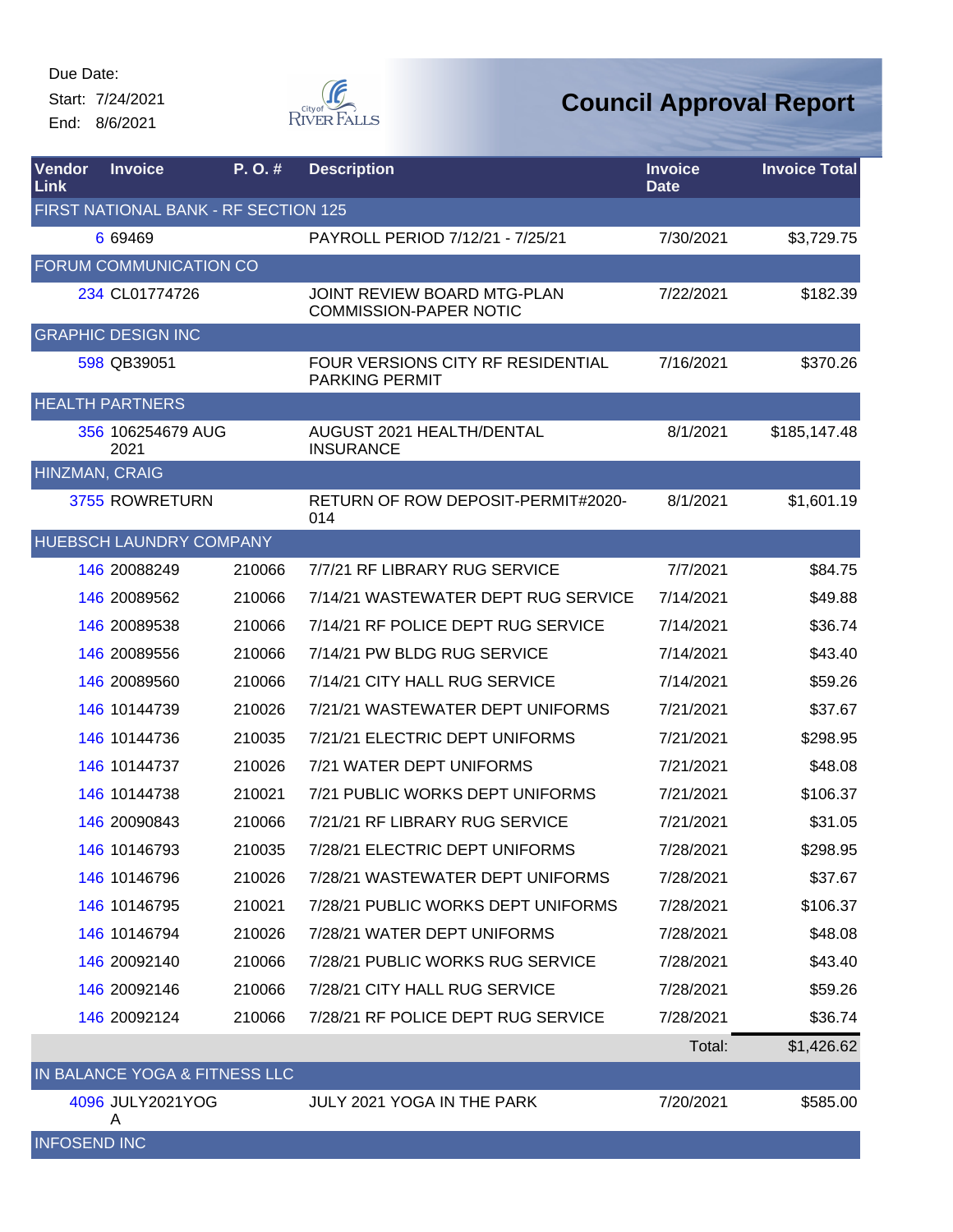Due Date:
Start: 7/24/2021
End: 8/6/2021

# Council Approval Report

| Vendor Link | Invoice | P. O. # | Description | Invoice Date | Invoice Total |
|---|---|---|---|---|---|
| FIRST NATIONAL BANK - RF SECTION 125 | | | | | |
| 6 | 69469 | | PAYROLL PERIOD 7/12/21 - 7/25/21 | 7/30/2021 | $3,729.75 |
| FORUM COMMUNICATION CO | | | | | |
| 234 | CL01774726 | | JOINT REVIEW BOARD MTG-PLAN COMMISSION-PAPER NOTIC | 7/22/2021 | $182.39 |
| GRAPHIC DESIGN INC | | | | | |
| 598 | QB39051 | | FOUR VERSIONS CITY RF RESIDENTIAL PARKING PERMIT | 7/16/2021 | $370.26 |
| HEALTH PARTNERS | | | | | |
| 356 | 106254679 AUG 2021 | | AUGUST 2021 HEALTH/DENTAL INSURANCE | 8/1/2021 | $185,147.48 |
| HINZMAN, CRAIG | | | | | |
| 3755 | ROWRETURN | | RETURN OF ROW DEPOSIT-PERMIT#2020-014 | 8/1/2021 | $1,601.19 |
| HUEBSCH LAUNDRY COMPANY | | | | | |
| 146 | 20088249 | 210066 | 7/7/21 RF LIBRARY RUG SERVICE | 7/7/2021 | $84.75 |
| 146 | 20089562 | 210066 | 7/14/21 WASTEWATER DEPT RUG SERVICE | 7/14/2021 | $49.88 |
| 146 | 20089538 | 210066 | 7/14/21 RF POLICE DEPT RUG SERVICE | 7/14/2021 | $36.74 |
| 146 | 20089556 | 210066 | 7/14/21 PW BLDG RUG SERVICE | 7/14/2021 | $43.40 |
| 146 | 20089560 | 210066 | 7/14/21 CITY HALL RUG SERVICE | 7/14/2021 | $59.26 |
| 146 | 10144739 | 210026 | 7/21/21 WASTEWATER DEPT UNIFORMS | 7/21/2021 | $37.67 |
| 146 | 10144736 | 210035 | 7/21/21 ELECTRIC DEPT UNIFORMS | 7/21/2021 | $298.95 |
| 146 | 10144737 | 210026 | 7/21 WATER DEPT UNIFORMS | 7/21/2021 | $48.08 |
| 146 | 10144738 | 210021 | 7/21 PUBLIC WORKS DEPT UNIFORMS | 7/21/2021 | $106.37 |
| 146 | 20090843 | 210066 | 7/21/21 RF LIBRARY RUG SERVICE | 7/21/2021 | $31.05 |
| 146 | 10146793 | 210035 | 7/28/21 ELECTRIC DEPT UNIFORMS | 7/28/2021 | $298.95 |
| 146 | 10146796 | 210026 | 7/28/21 WASTEWATER DEPT UNIFORMS | 7/28/2021 | $37.67 |
| 146 | 10146795 | 210021 | 7/28/21 PUBLIC WORKS DEPT UNIFORMS | 7/28/2021 | $106.37 |
| 146 | 10146794 | 210026 | 7/28/21 WATER DEPT UNIFORMS | 7/28/2021 | $48.08 |
| 146 | 20092140 | 210066 | 7/28/21 PUBLIC WORKS RUG SERVICE | 7/28/2021 | $43.40 |
| 146 | 20092146 | 210066 | 7/28/21 CITY HALL RUG SERVICE | 7/28/2021 | $59.26 |
| 146 | 20092124 | 210066 | 7/28/21 RF POLICE DEPT RUG SERVICE | 7/28/2021 | $36.74 |
| | | | | Total: | $1,426.62 |
| IN BALANCE YOGA & FITNESS LLC | | | | | |
| 4096 | JULY2021YOGA | | JULY 2021 YOGA IN THE PARK | 7/20/2021 | $585.00 |
| INFOSEND INC | | | | | |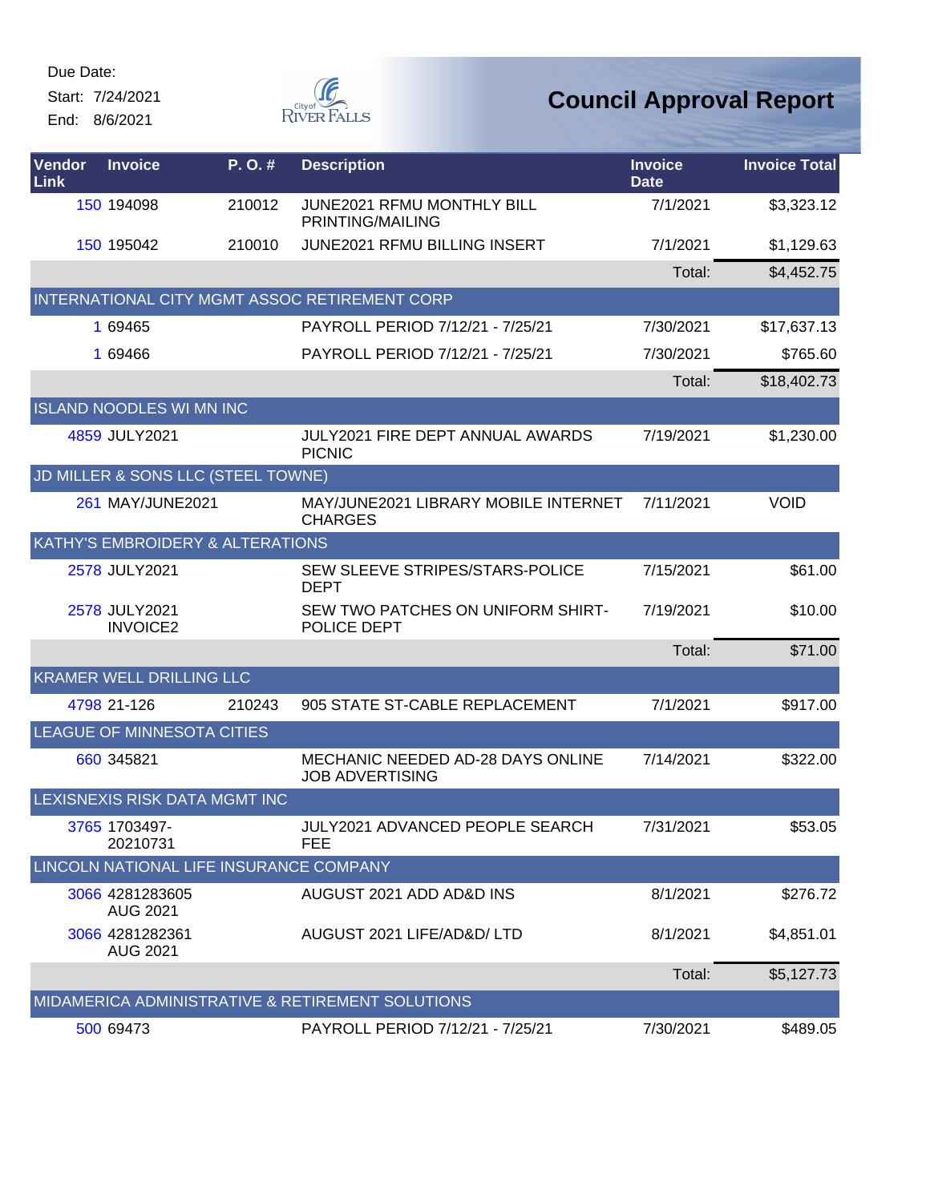Due Date:

Start: 7/24/2021

End: 8/6/2021

# Council Approval Report

| Vendor Link | Invoice | P. O. # | Description | Invoice Date | Invoice Total |
|---|---|---|---|---|---|
| 150 | 194098 | 210012 | JUNE2021 RFMU MONTHLY BILL PRINTING/MAILING | 7/1/2021 | $3,323.12 |
| 150 | 195042 | 210010 | JUNE2021 RFMU BILLING INSERT | 7/1/2021 | $1,129.63 |
| | | | | Total: | $4,452.75 |
| INTERNATIONAL CITY MGMT ASSOC RETIREMENT CORP | | | | | |
| 1 | 69465 | | PAYROLL PERIOD 7/12/21 - 7/25/21 | 7/30/2021 | $17,637.13 |
| 1 | 69466 | | PAYROLL PERIOD 7/12/21 - 7/25/21 | 7/30/2021 | $765.60 |
| | | | | Total: | $18,402.73 |
| ISLAND NOODLES WI MN INC | | | | | |
| 4859 | JULY2021 | | JULY2021 FIRE DEPT ANNUAL AWARDS PICNIC | 7/19/2021 | $1,230.00 |
| JD MILLER & SONS LLC (STEEL TOWNE) | | | | | |
| 261 | MAY/JUNE2021 | | MAY/JUNE2021 LIBRARY MOBILE INTERNET CHARGES | 7/11/2021 | VOID |
| KATHY'S EMBROIDERY & ALTERATIONS | | | | | |
| 2578 | JULY2021 | | SEW SLEEVE STRIPES/STARS-POLICE DEPT | 7/15/2021 | $61.00 |
| 2578 | JULY2021 INVOICE2 | | SEW TWO PATCHES ON UNIFORM SHIRT-POLICE DEPT | 7/19/2021 | $10.00 |
| | | | | Total: | $71.00 |
| KRAMER WELL DRILLING LLC | | | | | |
| 4798 | 21-126 | 210243 | 905 STATE ST-CABLE REPLACEMENT | 7/1/2021 | $917.00 |
| LEAGUE OF MINNESOTA CITIES | | | | | |
| 660 | 345821 | | MECHANIC NEEDED AD-28 DAYS ONLINE JOB ADVERTISING | 7/14/2021 | $322.00 |
| LEXISNEXIS RISK DATA MGMT INC | | | | | |
| 3765 | 1703497-20210731 | | JULY2021 ADVANCED PEOPLE SEARCH FEE | 7/31/2021 | $53.05 |
| LINCOLN NATIONAL LIFE INSURANCE COMPANY | | | | | |
| 3066 | 4281283605 AUG 2021 | | AUGUST 2021 ADD AD&D INS | 8/1/2021 | $276.72 |
| 3066 | 4281282361 AUG 2021 | | AUGUST 2021 LIFE/AD&D/ LTD | 8/1/2021 | $4,851.01 |
| | | | | Total: | $5,127.73 |
| MIDAMERICA ADMINISTRATIVE & RETIREMENT SOLUTIONS | | | | | |
| 500 | 69473 | | PAYROLL PERIOD 7/12/21 - 7/25/21 | 7/30/2021 | $489.05 |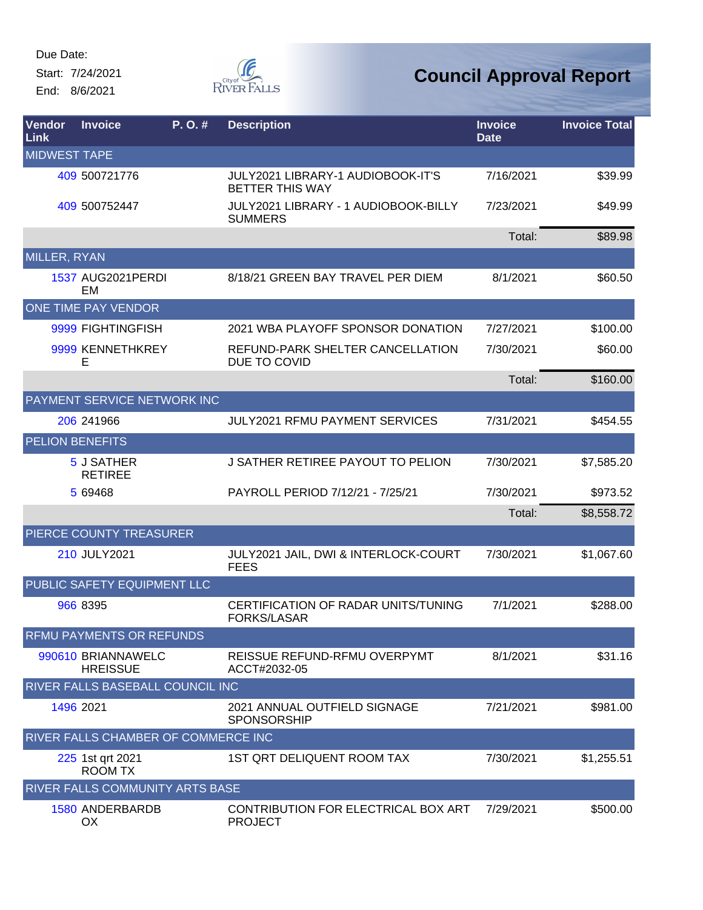Due Date:
Start: 7/24/2021
End: 8/6/2021

# Council Approval Report

| Vendor Link | Invoice | P. O. # | Description | Invoice Date | Invoice Total |
|---|---|---|---|---|---|
| MIDWEST TAPE | | | | | |
| 409 | 500721776 | | JULY2021 LIBRARY-1 AUDIOBOOK-IT'S BETTER THIS WAY | 7/16/2021 | $39.99 |
| 409 | 500752447 | | JULY2021 LIBRARY - 1 AUDIOBOOK-BILLY SUMMERS | 7/23/2021 | $49.99 |
| | | | | Total: | $89.98 |
| MILLER, RYAN | | | | | |
| 1537 | AUG2021PERDIEM | | 8/18/21 GREEN BAY TRAVEL PER DIEM | 8/1/2021 | $60.50 |
| ONE TIME PAY VENDOR | | | | | |
| 9999 | FIGHTINGFISH | | 2021 WBA PLAYOFF SPONSOR DONATION | 7/27/2021 | $100.00 |
| 9999 | KENNETHKREYE | | REFUND-PARK SHELTER CANCELLATION DUE TO COVID | 7/30/2021 | $60.00 |
| | | | | Total: | $160.00 |
| PAYMENT SERVICE NETWORK INC | | | | | |
| 206 | 241966 | | JULY2021 RFMU PAYMENT SERVICES | 7/31/2021 | $454.55 |
| PELION BENEFITS | | | | | |
| 5 | J SATHER RETIREE | | J SATHER RETIREE PAYOUT TO PELION | 7/30/2021 | $7,585.20 |
| 5 | 69468 | | PAYROLL PERIOD 7/12/21 - 7/25/21 | 7/30/2021 | $973.52 |
| | | | | Total: | $8,558.72 |
| PIERCE COUNTY TREASURER | | | | | |
| 210 | JULY2021 | | JULY2021 JAIL, DWI & INTERLOCK-COURT FEES | 7/30/2021 | $1,067.60 |
| PUBLIC SAFETY EQUIPMENT LLC | | | | | |
| 966 | 8395 | | CERTIFICATION OF RADAR UNITS/TUNING FORKS/LASAR | 7/1/2021 | $288.00 |
| RFMU PAYMENTS OR REFUNDS | | | | | |
| 990610 | BRIANNAWELCHREISSUE | | REISSUE REFUND-RFMU OVERPYMT ACCT#2032-05 | 8/1/2021 | $31.16 |
| RIVER FALLS BASEBALL COUNCIL INC | | | | | |
| 1496 | 2021 | | 2021 ANNUAL OUTFIELD SIGNAGE SPONSORSHIP | 7/21/2021 | $981.00 |
| RIVER FALLS CHAMBER OF COMMERCE INC | | | | | |
| 225 | 1st qrt 2021 ROOM TX | | 1ST QRT DELIQUENT ROOM TAX | 7/30/2021 | $1,255.51 |
| RIVER FALLS COMMUNITY ARTS BASE | | | | | |
| 1580 | ANDERBARDBOX | | CONTRIBUTION FOR ELECTRICAL BOX ART PROJECT | 7/29/2021 | $500.00 |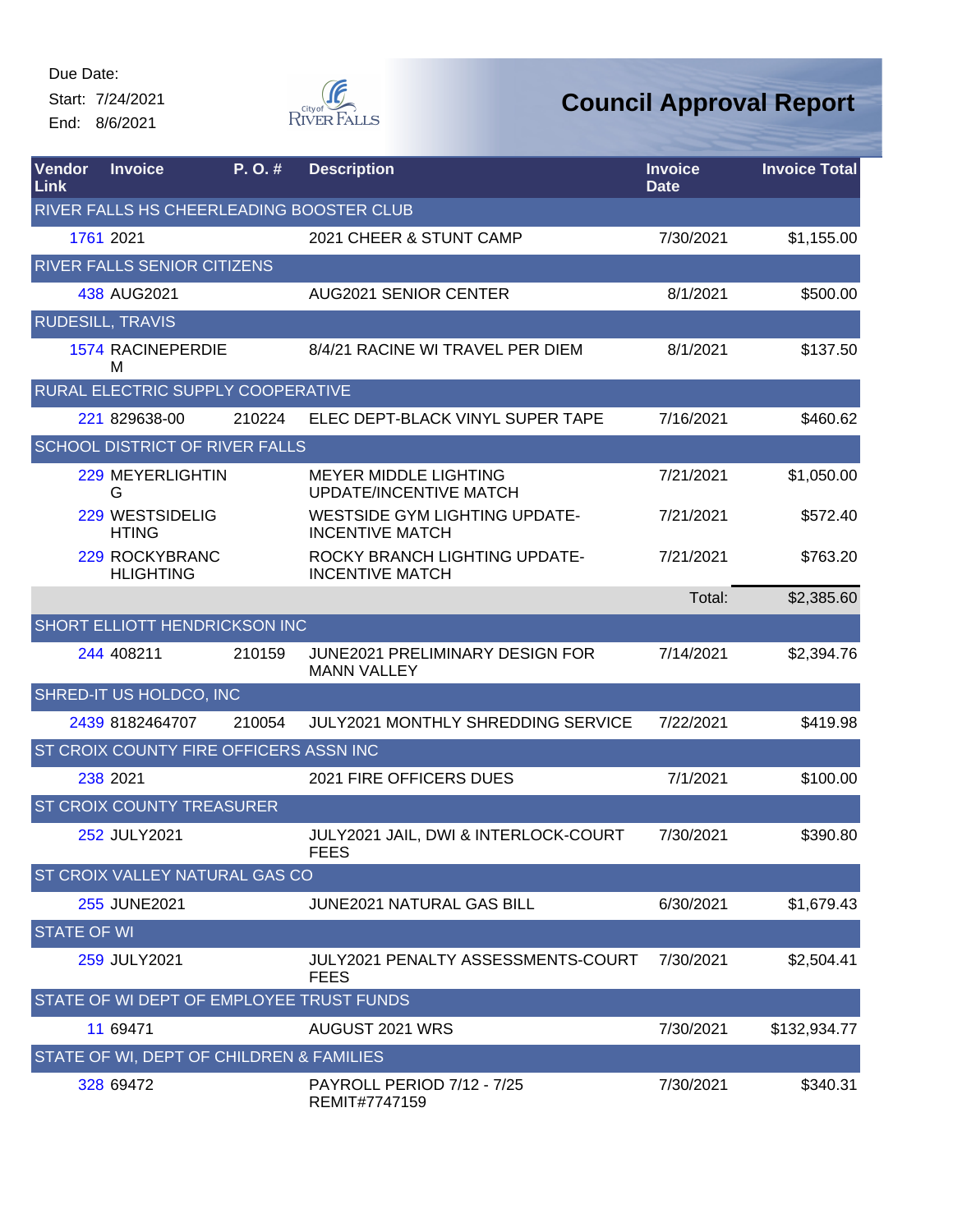Due Date:

Start: 7/24/2021

End: 8/6/2021

# Council Approval Report

| Vendor Link | Invoice | P. O. # | Description | Invoice Date | Invoice Total |
|---|---|---|---|---|---|
| RIVER FALLS HS CHEERLEADING BOOSTER CLUB | | | | | |
| 1761 | 2021 | | 2021 CHEER & STUNT CAMP | 7/30/2021 | $1,155.00 |
| RIVER FALLS SENIOR CITIZENS | | | | | |
| 438 | AUG2021 | | AUG2021 SENIOR CENTER | 8/1/2021 | $500.00 |
| RUDESILL, TRAVIS | | | | | |
| 1574 | RACINEPERDIEM | | 8/4/21 RACINE WI TRAVEL PER DIEM | 8/1/2021 | $137.50 |
| RURAL ELECTRIC SUPPLY COOPERATIVE | | | | | |
| 221 | 829638-00 | 210224 | ELEC DEPT-BLACK VINYL SUPER TAPE | 7/16/2021 | $460.62 |
| SCHOOL DISTRICT OF RIVER FALLS | | | | | |
| 229 | MEYERLIGHTING | | MEYER MIDDLE LIGHTING UPDATE/INCENTIVE MATCH | 7/21/2021 | $1,050.00 |
| 229 | WESTSIDELIGHTING | | WESTSIDE GYM LIGHTING UPDATE-INCENTIVE MATCH | 7/21/2021 | $572.40 |
| 229 | ROCKYBRANCHLIGHTING | | ROCKY BRANCH LIGHTING UPDATE-INCENTIVE MATCH | 7/21/2021 | $763.20 |
| | | | | Total: | $2,385.60 |
| SHORT ELLIOTT HENDRICKSON INC | | | | | |
| 244 | 408211 | 210159 | JUNE2021 PRELIMINARY DESIGN FOR MANN VALLEY | 7/14/2021 | $2,394.76 |
| SHRED-IT US HOLDCO, INC | | | | | |
| 2439 | 8182464707 | 210054 | JULY2021 MONTHLY SHREDDING SERVICE | 7/22/2021 | $419.98 |
| ST CROIX COUNTY FIRE OFFICERS ASSN INC | | | | | |
| 238 | 2021 | | 2021 FIRE OFFICERS DUES | 7/1/2021 | $100.00 |
| ST CROIX COUNTY TREASURER | | | | | |
| 252 | JULY2021 | | JULY2021 JAIL, DWI & INTERLOCK-COURT FEES | 7/30/2021 | $390.80 |
| ST CROIX VALLEY NATURAL GAS CO | | | | | |
| 255 | JUNE2021 | | JUNE2021 NATURAL GAS BILL | 6/30/2021 | $1,679.43 |
| STATE OF WI | | | | | |
| 259 | JULY2021 | | JULY2021 PENALTY ASSESSMENTS-COURT FEES | 7/30/2021 | $2,504.41 |
| STATE OF WI DEPT OF EMPLOYEE TRUST FUNDS | | | | | |
| 11 | 69471 | | AUGUST 2021 WRS | 7/30/2021 | $132,934.77 |
| STATE OF WI, DEPT OF CHILDREN & FAMILIES | | | | | |
| 328 | 69472 | | PAYROLL PERIOD 7/12 - 7/25 REMIT#7747159 | 7/30/2021 | $340.31 |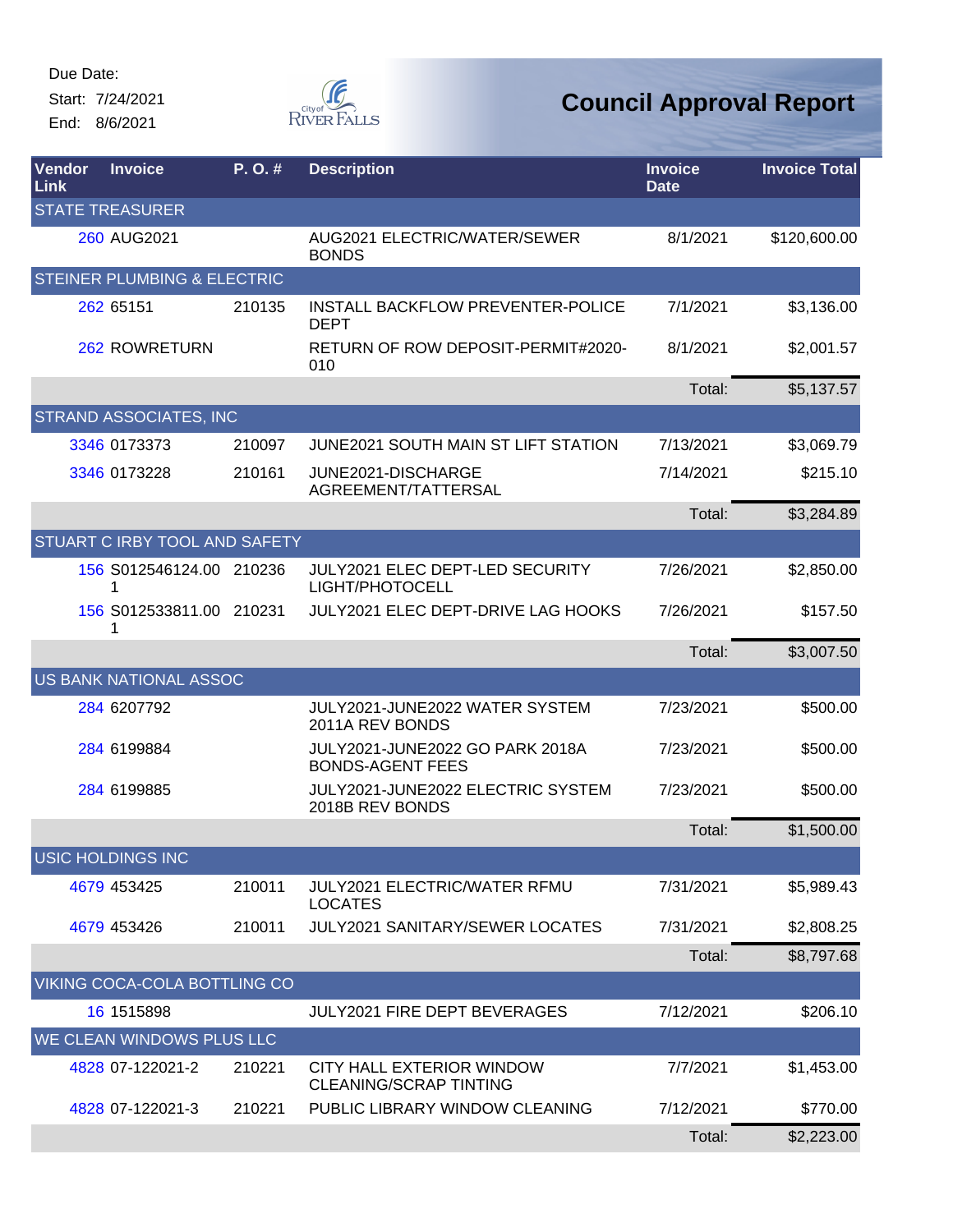Due Date:
Start: 7/24/2021
End: 8/6/2021

City of River Falls

# Council Approval Report

| Vendor Link | Invoice | P. O. # | Description | Invoice Date | Invoice Total |
|---|---|---|---|---|---|
| STATE TREASURER | | | | | |
| 260 | AUG2021 | | AUG2021 ELECTRIC/WATER/SEWER BONDS | 8/1/2021 | $120,600.00 |
| STEINER PLUMBING & ELECTRIC | | | | | |
| 262 | 65151 | 210135 | INSTALL BACKFLOW PREVENTER-POLICE DEPT | 7/1/2021 | $3,136.00 |
| 262 | ROWRETURN | | RETURN OF ROW DEPOSIT-PERMIT#2020-010 | 8/1/2021 | $2,001.57 |
| | | | | Total: | $5,137.57 |
| STRAND ASSOCIATES, INC | | | | | |
| 3346 | 0173373 | 210097 | JUNE2021 SOUTH MAIN ST LIFT STATION | 7/13/2021 | $3,069.79 |
| 3346 | 0173228 | 210161 | JUNE2021-DISCHARGE AGREEMENT/TATTERSAL | 7/14/2021 | $215.10 |
| | | | | Total: | $3,284.89 |
| STUART C IRBY TOOL AND SAFETY | | | | | |
| 156 | S012546124.001 | 210236 | JULY2021 ELEC DEPT-LED SECURITY LIGHT/PHOTOCELL | 7/26/2021 | $2,850.00 |
| 156 | S012533811.001 | 210231 | JULY2021 ELEC DEPT-DRIVE LAG HOOKS | 7/26/2021 | $157.50 |
| | | | | Total: | $3,007.50 |
| US BANK NATIONAL ASSOC | | | | | |
| 284 | 6207792 | | JULY2021-JUNE2022 WATER SYSTEM 2011A REV BONDS | 7/23/2021 | $500.00 |
| 284 | 6199884 | | JULY2021-JUNE2022 GO PARK 2018A BONDS-AGENT FEES | 7/23/2021 | $500.00 |
| 284 | 6199885 | | JULY2021-JUNE2022 ELECTRIC SYSTEM 2018B REV BONDS | 7/23/2021 | $500.00 |
| | | | | Total: | $1,500.00 |
| USIC HOLDINGS INC | | | | | |
| 4679 | 453425 | 210011 | JULY2021 ELECTRIC/WATER RFMU LOCATES | 7/31/2021 | $5,989.43 |
| 4679 | 453426 | 210011 | JULY2021 SANITARY/SEWER LOCATES | 7/31/2021 | $2,808.25 |
| | | | | Total: | $8,797.68 |
| VIKING COCA-COLA BOTTLING CO | | | | | |
| 16 | 1515898 | | JULY2021 FIRE DEPT BEVERAGES | 7/12/2021 | $206.10 |
| WE CLEAN WINDOWS PLUS LLC | | | | | |
| 4828 | 07-122021-2 | 210221 | CITY HALL EXTERIOR WINDOW CLEANING/SCRAP TINTING | 7/7/2021 | $1,453.00 |
| 4828 | 07-122021-3 | 210221 | PUBLIC LIBRARY WINDOW CLEANING | 7/12/2021 | $770.00 |
| | | | | Total: | $2,223.00 |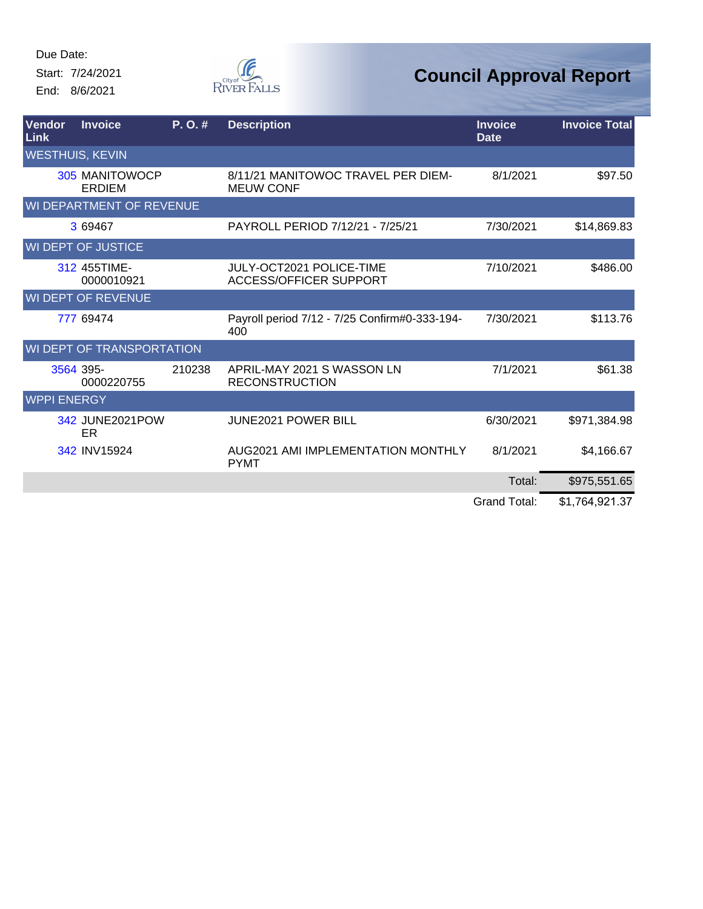Due Date:

Start: 7/24/2021

End: 8/6/2021

# Council Approval Report

| Vendor Link | Invoice | P. O. # | Description | Invoice Date | Invoice Total |
|---|---|---|---|---|---|
| WESTHUIS, KEVIN | | | | | |
| 305 | MANITOWOCPERDIEM | | 8/11/21 MANITOWOC TRAVEL PER DIEM-MEUW CONF | 8/1/2021 | $97.50 |
| WI DEPARTMENT OF REVENUE | | | | | |
| 3 | 69467 | | PAYROLL PERIOD 7/12/21 - 7/25/21 | 7/30/2021 | $14,869.83 |
| WI DEPT OF JUSTICE | | | | | |
| 312 | 455TIME-0000010921 | | JULY-OCT2021 POLICE-TIME ACCESS/OFFICER SUPPORT | 7/10/2021 | $486.00 |
| WI DEPT OF REVENUE | | | | | |
| 777 | 69474 | | Payroll period 7/12 - 7/25 Confirm#0-333-194-400 | 7/30/2021 | $113.76 |
| WI DEPT OF TRANSPORTATION | | | | | |
| 3564 | 395-0000220755 | 210238 | APRIL-MAY 2021 S WASSON LN RECONSTRUCTION | 7/1/2021 | $61.38 |
| WPPI ENERGY | | | | | |
| 342 | JUNE2021POWER | | JUNE2021 POWER BILL | 6/30/2021 | $971,384.98 |
| 342 | INV15924 | | AUG2021 AMI IMPLEMENTATION MONTHLY PYMT | 8/1/2021 | $4,166.67 |
| | | | | Total: | $975,551.65 |
| | | | | Grand Total: | $1,764,921.37 |